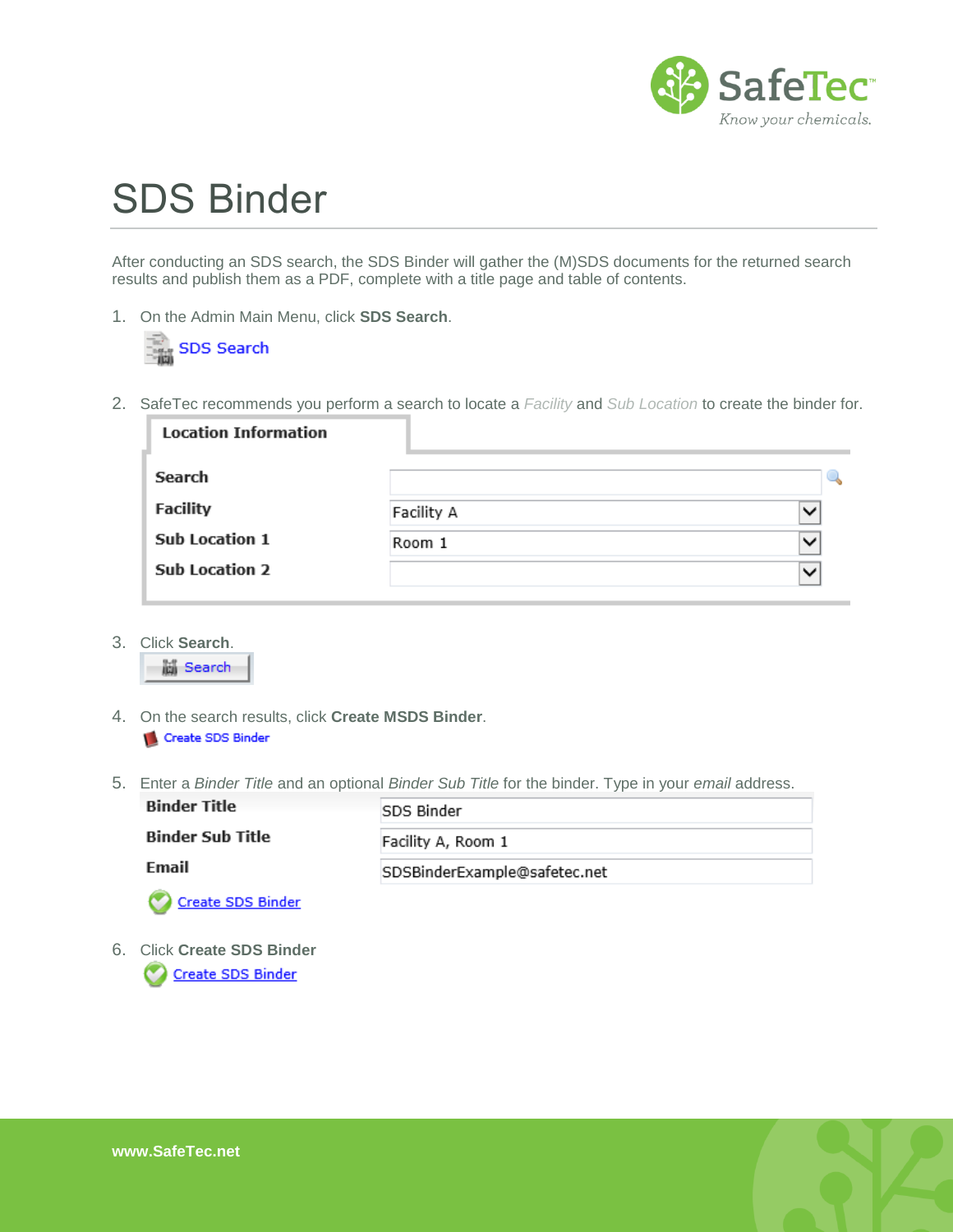# SDS Binder

After conducting an SDS search, the SDS Binder will gather the (M)SDS documents for the returned search results and publish them as a PDF, complete with a title page and table of contents.

1. On the Admin Main Menu, click **SDS Search**.

   SDS Search

2. SafeTec recommends you perform a search to locate a *Facility* and *Sub Location* to create the binder for.

   **Location Information**

   | | |
   |---|---|
   | **Search** | |
   | **Facility** | Facility A |
   | **Sub Location 1** | Room 1 |
   | **Sub Location 2** | |

3. Click **Search**.

   Search

4. On the search results, click **Create MSDS Binder**.

   Create SDS Binder

5. Enter a *Binder Title* and an optional *Binder Sub Title* for the binder. Type in your *email* address.

   | | |
   |---|---|
   | **Binder Title** | SDS Binder |
   | **Binder Sub Title** | Facility A, Room 1 |
   | **Email** | SDSBinderExample@safetec.net |

   Create SDS Binder

6. Click **Create SDS Binder**

   Create SDS Binder

www.SafeTec.net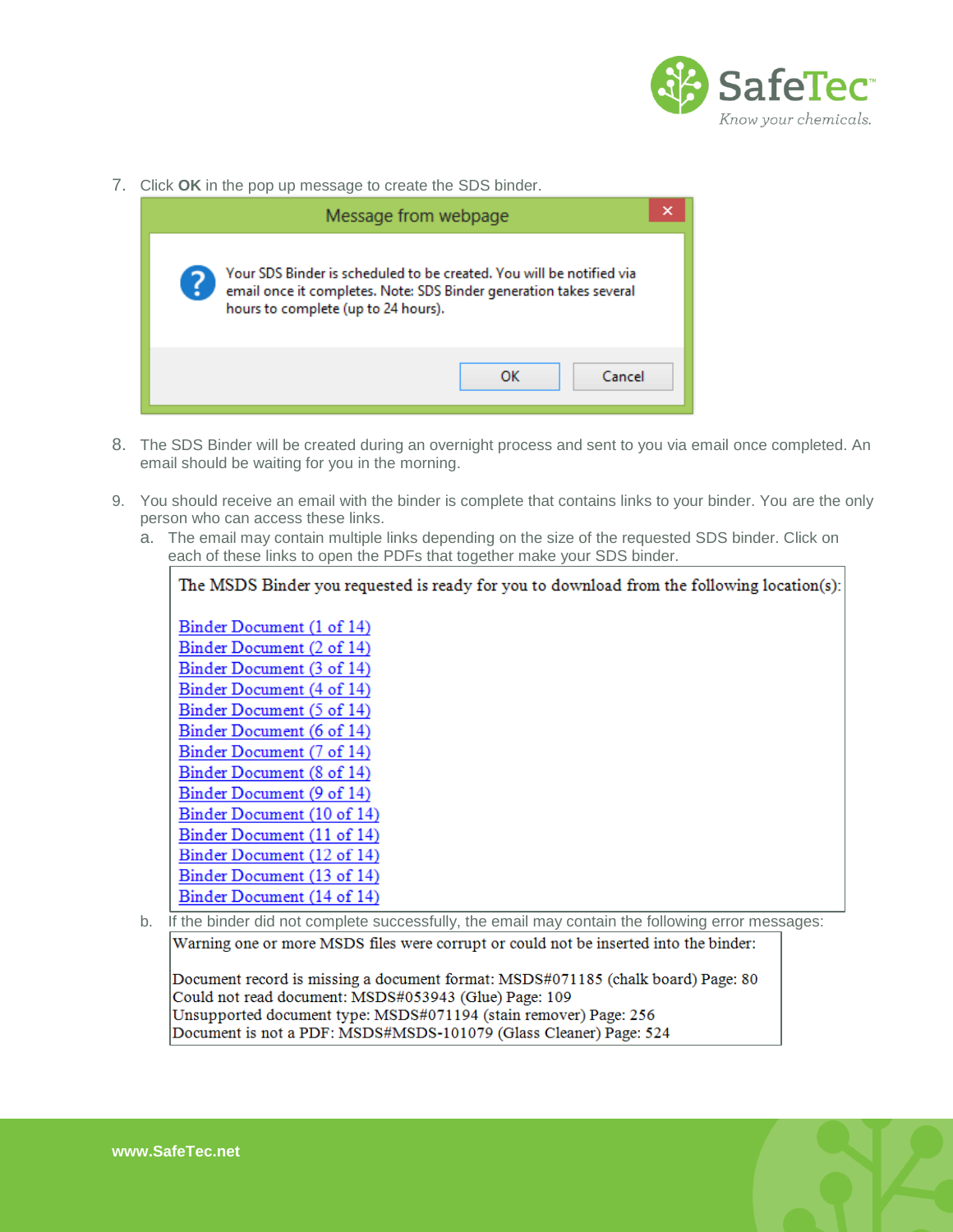7. Click **OK** in the pop up message to create the SDS binder.

   Message from webpage

   Your SDS Binder is scheduled to be created. You will be notified via email once it completes. Note: SDS Binder generation takes several hours to complete (up to 24 hours).

   OK | Cancel

8. The SDS Binder will be created during an overnight process and sent to you via email once completed. An email should be waiting for you in the morning.

9. You should receive an email with the binder is complete that contains links to your binder. You are the only person who can access these links.

   a. The email may contain multiple links depending on the size of the requested SDS binder. Click on each of these links to open the PDFs that together make your SDS binder.

      The MSDS Binder you requested is ready for you to download from the following location(s):

      Binder Document (1 of 14)
      Binder Document (2 of 14)
      Binder Document (3 of 14)
      Binder Document (4 of 14)
      Binder Document (5 of 14)
      Binder Document (6 of 14)
      Binder Document (7 of 14)
      Binder Document (8 of 14)
      Binder Document (9 of 14)
      Binder Document (10 of 14)
      Binder Document (11 of 14)
      Binder Document (12 of 14)
      Binder Document (13 of 14)
      Binder Document (14 of 14)

   b. If the binder did not complete successfully, the email may contain the following error messages:

      Warning one or more MSDS files were corrupt or could not be inserted into the binder:

      Document record is missing a document format: MSDS#071185 (chalk board) Page: 80
      Could not read document: MSDS#053943 (Glue) Page: 109
      Unsupported document type: MSDS#071194 (stain remover) Page: 256
      Document is not a PDF: MSDS#MSDS-101079 (Glass Cleaner) Page: 524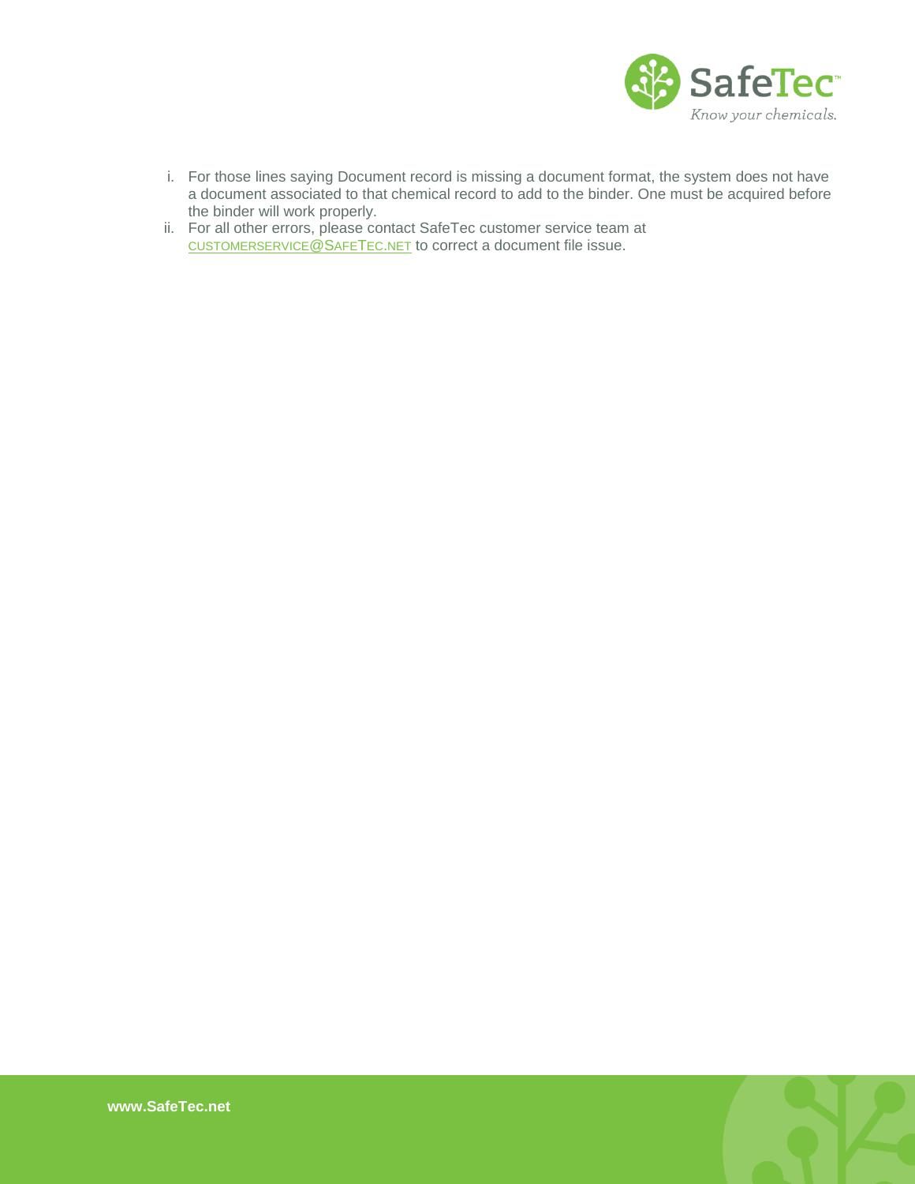i. For those lines saying Document record is missing a document format, the system does not have a document associated to that chemical record to add to the binder. One must be acquired before the binder will work properly.

ii. For all other errors, please contact SafeTec customer service team at CUSTOMERSERVICE@SAFETEC.NET to correct a document file issue.